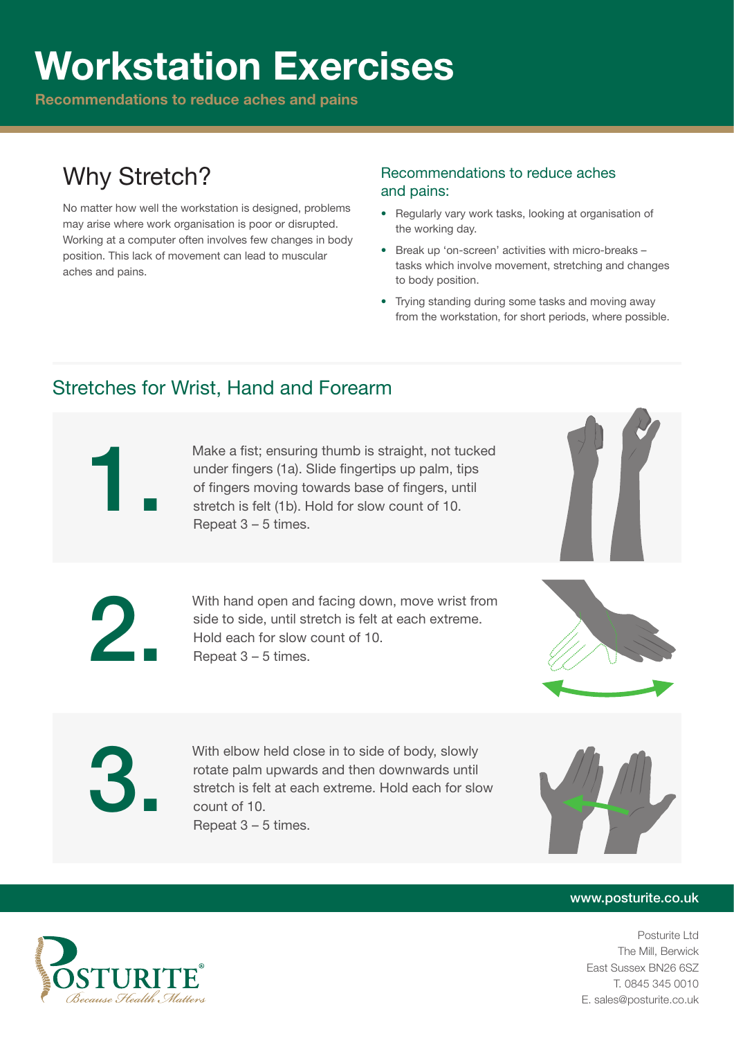# Workstation Exercises

**Recommendations to reduce aches and pains**

## Why Stretch?

No matter how well the workstation is designed, problems may arise where work organisation is poor or disrupted. Working at a computer often involves few changes in body position. This lack of movement can lead to muscular aches and pains.

### Recommendations to reduce aches and pains:

- Regularly vary work tasks, looking at organisation of the working day.
- Break up 'on-screen' activities with micro-breaks – tasks which involve movement, stretching and changes to body position.
- Trying standing during some tasks and moving away from the workstation, for short periods, where possible.

## Stretches for Wrist, Hand and Forearm

**1.** Make a fist; ensuring thumb is straight, not tucked under fingers (1a). Slide fingertips up palm, tips of fingers moving towards base of fingers, until stretch is felt (1b). Hold for slow count of 10. Repeat 3 – 5 times.

**2.** With hand open and facing down, move wrist from side to side, until stretch is felt at each extreme. Hold each for slow count of 10. Repeat 3 – 5 times.

**3.** With elbow held close in to side of body, slowly rotate palm upwards and then downwards until stretch is felt at each extreme. Hold each for slow count of 10. Repeat 3 – 5 times.

www.posturite.co.uk

POSTURITE® *Because Health Matters*

Posturite Ltd
The Mill, Berwick
East Sussex BN26 6SZ
T. 0845 345 0010
E. sales@posturite.co.uk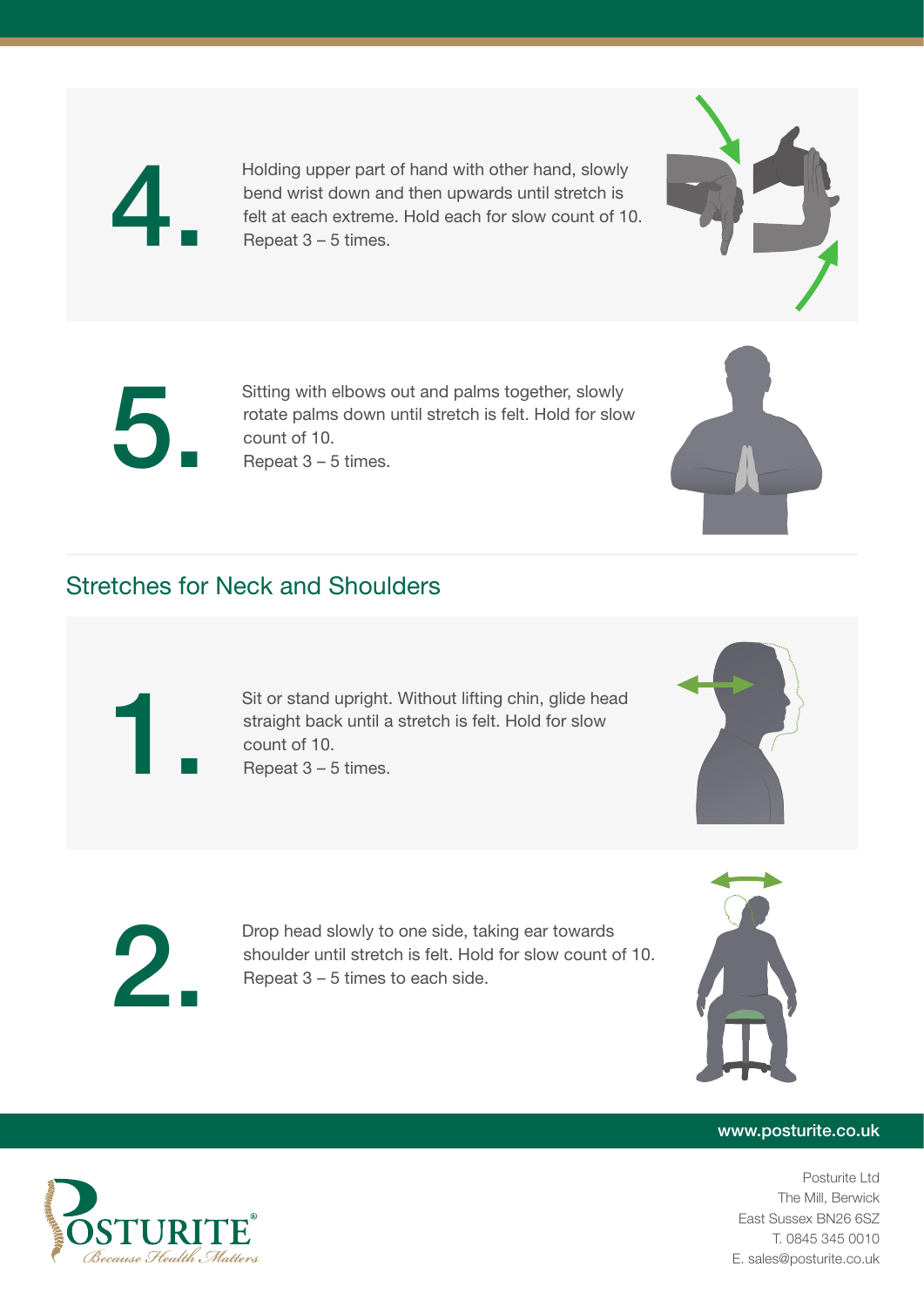4. Holding upper part of hand with other hand, slowly bend wrist down and then upwards until stretch is felt at each extreme. Hold each for slow count of 10.
Repeat 3 – 5 times.

5. Sitting with elbows out and palms together, slowly rotate palms down until stretch is felt. Hold for slow count of 10.
Repeat 3 – 5 times.

## Stretches for Neck and Shoulders

1. Sit or stand upright. Without lifting chin, glide head straight back until a stretch is felt. Hold for slow count of 10.
Repeat 3 – 5 times.

2. Drop head slowly to one side, taking ear towards shoulder until stretch is felt. Hold for slow count of 10.
Repeat 3 – 5 times to each side.

www.posturite.co.uk

POSTURITE®
*Because Health Matters*

Posturite Ltd
The Mill, Berwick
East Sussex BN26 6SZ
T. 0845 345 0010
E. sales@posturite.co.uk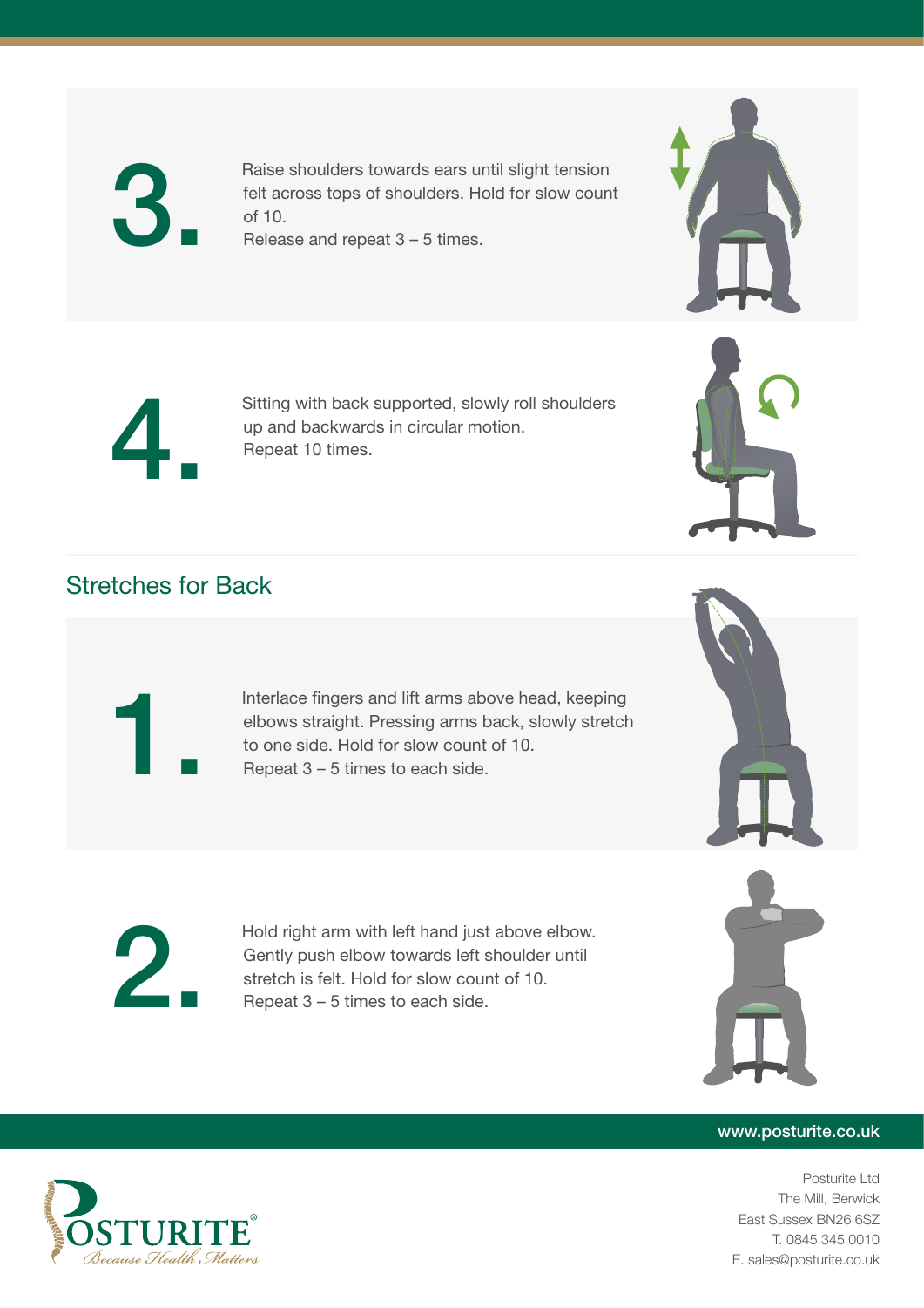3. Raise shoulders towards ears until slight tension felt across tops of shoulders. Hold for slow count of 10.
Release and repeat 3 – 5 times.

4. Sitting with back supported, slowly roll shoulders up and backwards in circular motion.
Repeat 10 times.

## Stretches for Back

1. Interlace fingers and lift arms above head, keeping elbows straight. Pressing arms back, slowly stretch to one side. Hold for slow count of 10.
Repeat 3 – 5 times to each side.

2. Hold right arm with left hand just above elbow. Gently push elbow towards left shoulder until stretch is felt. Hold for slow count of 10.
Repeat 3 – 5 times to each side.

www.posturite.co.uk

POSTURITE®
*Because Health Matters*

Posturite Ltd
The Mill, Berwick
East Sussex BN26 6SZ
T. 0845 345 0010
E. sales@posturite.co.uk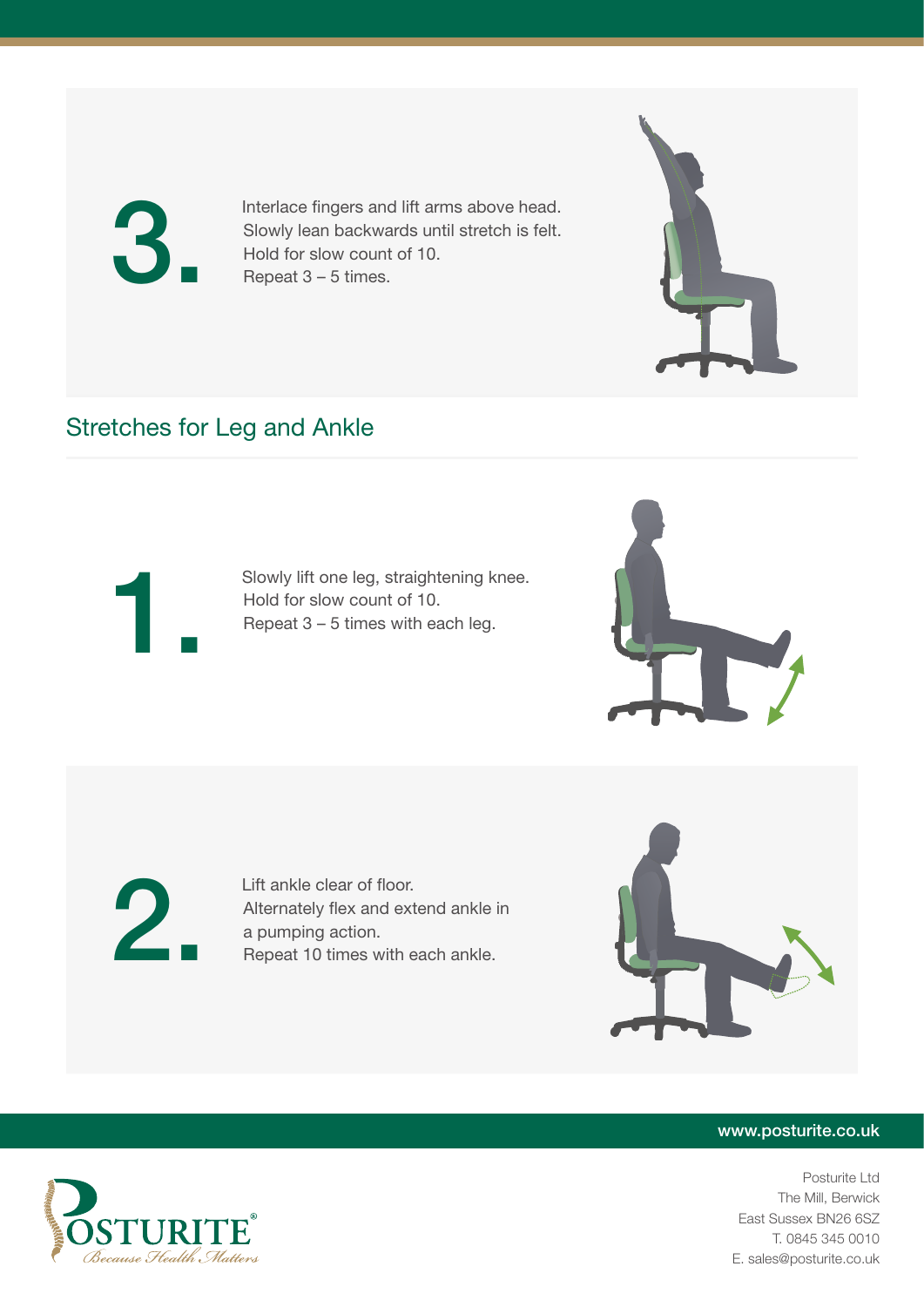3.

Interlace fingers and lift arms above head.
Slowly lean backwards until stretch is felt.
Hold for slow count of 10.
Repeat 3 – 5 times.

## Stretches for Leg and Ankle

1.

Slowly lift one leg, straightening knee.
Hold for slow count of 10.
Repeat 3 – 5 times with each leg.

2.

Lift ankle clear of floor.
Alternately flex and extend ankle in a pumping action.
Repeat 10 times with each ankle.

www.posturite.co.uk

POSTURITE®
*Because Health Matters*

Posturite Ltd
The Mill, Berwick
East Sussex BN26 6SZ
T. 0845 345 0010
E. sales@posturite.co.uk